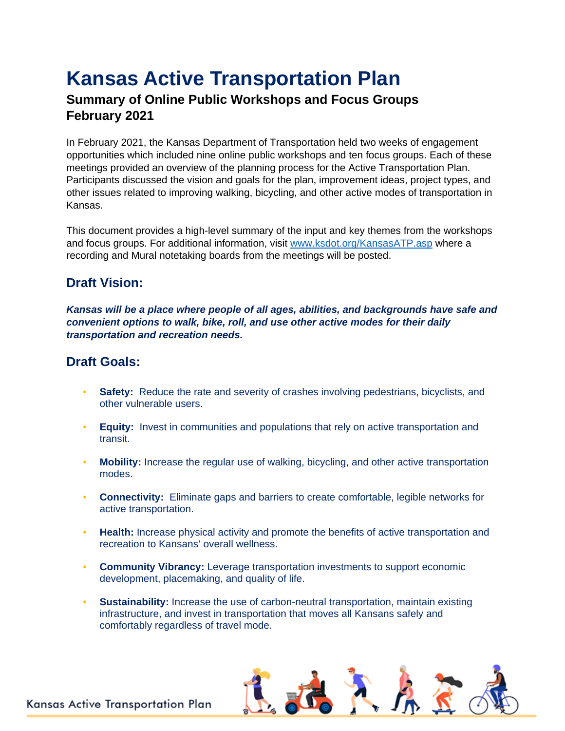# Kansas Active Transportation Plan

## Summary of Online Public Workshops and Focus Groups
## February 2021

In February 2021, the Kansas Department of Transportation held two weeks of engagement opportunities which included nine online public workshops and ten focus groups. Each of these meetings provided an overview of the planning process for the Active Transportation Plan. Participants discussed the vision and goals for the plan, improvement ideas, project types, and other issues related to improving walking, bicycling, and other active modes of transportation in Kansas.

This document provides a high-level summary of the input and key themes from the workshops and focus groups. For additional information, visit [www.ksdot.org/KansasATP.asp](www.ksdot.org/KansasATP.asp) where a recording and Mural notetaking boards from the meetings will be posted.

### Draft Vision:

***Kansas will be a place where people of all ages, abilities, and backgrounds have safe and convenient options to walk, bike, roll, and use other active modes for their daily transportation and recreation needs.***

### Draft Goals:

- **Safety:** Reduce the rate and severity of crashes involving pedestrians, bicyclists, and other vulnerable users.
- **Equity:** Invest in communities and populations that rely on active transportation and transit.
- **Mobility:** Increase the regular use of walking, bicycling, and other active transportation modes.
- **Connectivity:** Eliminate gaps and barriers to create comfortable, legible networks for active transportation.
- **Health:** Increase physical activity and promote the benefits of active transportation and recreation to Kansans' overall wellness.
- **Community Vibrancy:** Leverage transportation investments to support economic development, placemaking, and quality of life.
- **Sustainability:** Increase the use of carbon-neutral transportation, maintain existing infrastructure, and invest in transportation that moves all Kansans safely and comfortably regardless of travel mode.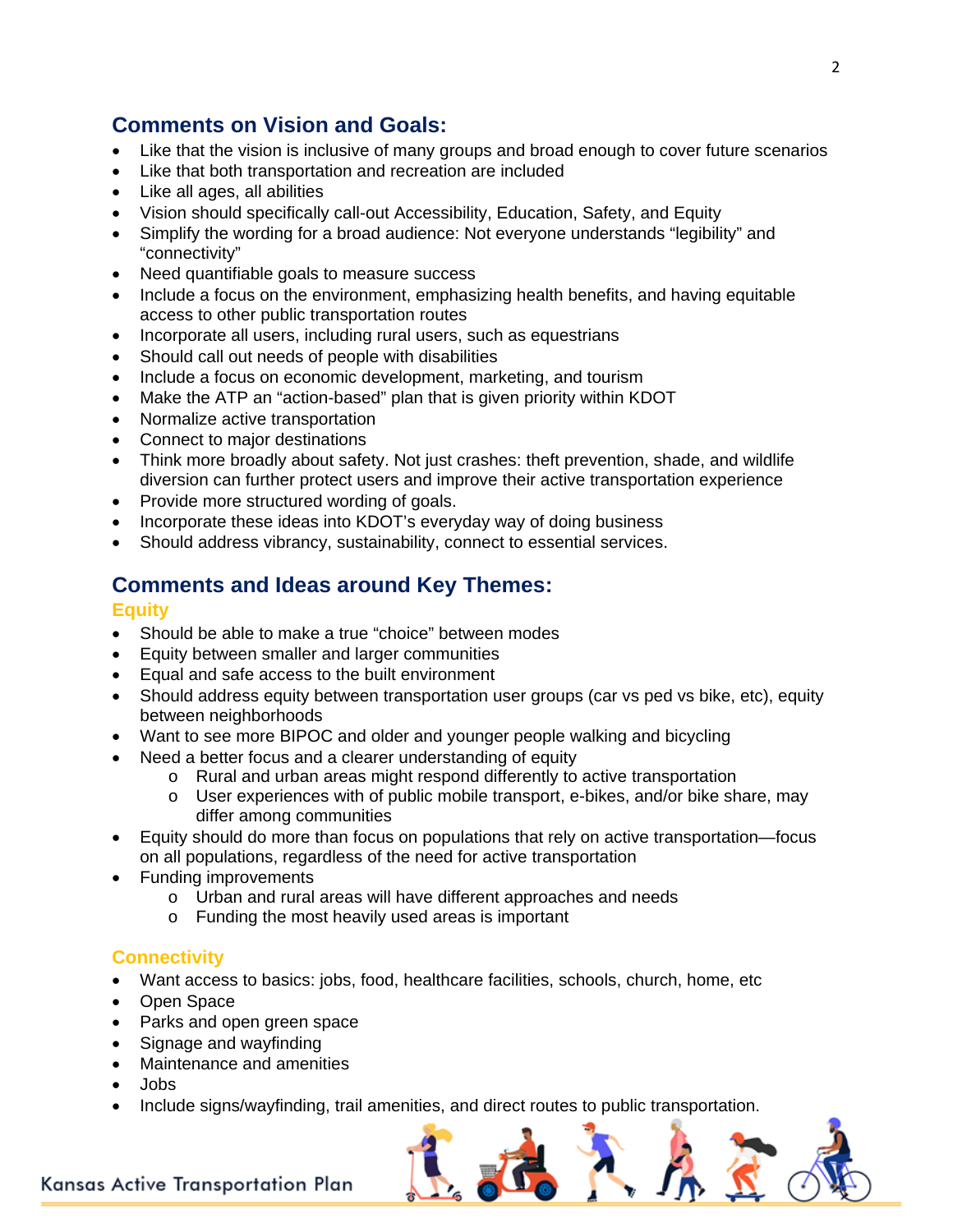## Comments on Vision and Goals:

- Like that the vision is inclusive of many groups and broad enough to cover future scenarios
- Like that both transportation and recreation are included
- Like all ages, all abilities
- Vision should specifically call-out Accessibility, Education, Safety, and Equity
- Simplify the wording for a broad audience: Not everyone understands "legibility" and "connectivity"
- Need quantifiable goals to measure success
- Include a focus on the environment, emphasizing health benefits, and having equitable access to other public transportation routes
- Incorporate all users, including rural users, such as equestrians
- Should call out needs of people with disabilities
- Include a focus on economic development, marketing, and tourism
- Make the ATP an "action-based" plan that is given priority within KDOT
- Normalize active transportation
- Connect to major destinations
- Think more broadly about safety. Not just crashes: theft prevention, shade, and wildlife diversion can further protect users and improve their active transportation experience
- Provide more structured wording of goals.
- Incorporate these ideas into KDOT's everyday way of doing business
- Should address vibrancy, sustainability, connect to essential services.

## Comments and Ideas around Key Themes:

### Equity

- Should be able to make a true "choice" between modes
- Equity between smaller and larger communities
- Equal and safe access to the built environment
- Should address equity between transportation user groups (car vs ped vs bike, etc), equity between neighborhoods
- Want to see more BIPOC and older and younger people walking and bicycling
- Need a better focus and a clearer understanding of equity
  - Rural and urban areas might respond differently to active transportation
  - User experiences with of public mobile transport, e-bikes, and/or bike share, may differ among communities
- Equity should do more than focus on populations that rely on active transportation—focus on all populations, regardless of the need for active transportation
- Funding improvements
  - Urban and rural areas will have different approaches and needs
  - Funding the most heavily used areas is important

### Connectivity

- Want access to basics: jobs, food, healthcare facilities, schools, church, home, etc
- Open Space
- Parks and open green space
- Signage and wayfinding
- Maintenance and amenities
- Jobs
- Include signs/wayfinding, trail amenities, and direct routes to public transportation.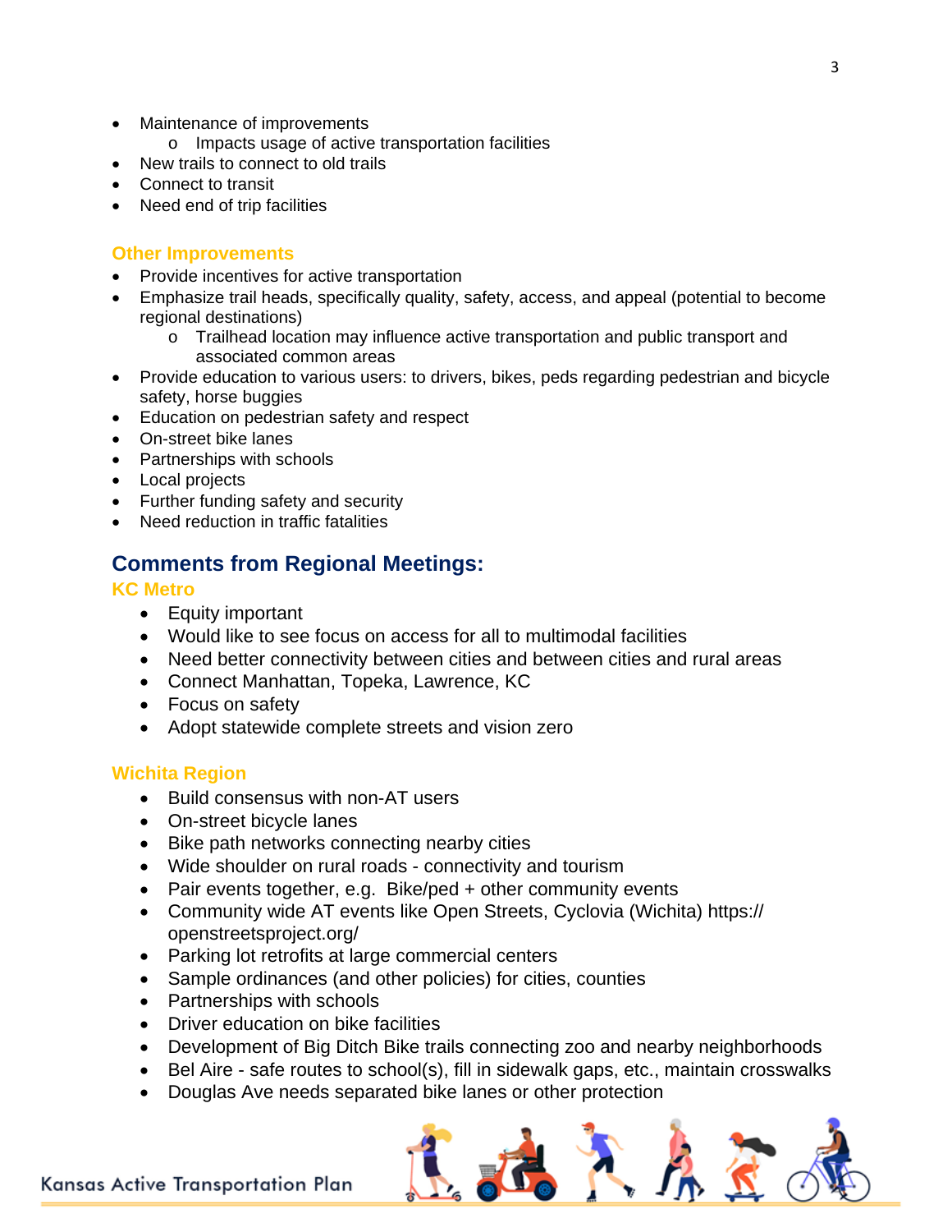- Maintenance of improvements
    - Impacts usage of active transportation facilities
- New trails to connect to old trails
- Connect to transit
- Need end of trip facilities

### Other Improvements

- Provide incentives for active transportation
- Emphasize trail heads, specifically quality, safety, access, and appeal (potential to become regional destinations)
    - Trailhead location may influence active transportation and public transport and associated common areas
- Provide education to various users: to drivers, bikes, peds regarding pedestrian and bicycle safety, horse buggies
- Education on pedestrian safety and respect
- On-street bike lanes
- Partnerships with schools
- Local projects
- Further funding safety and security
- Need reduction in traffic fatalities

## Comments from Regional Meetings:

### KC Metro

- Equity important
- Would like to see focus on access for all to multimodal facilities
- Need better connectivity between cities and between cities and rural areas
- Connect Manhattan, Topeka, Lawrence, KC
- Focus on safety
- Adopt statewide complete streets and vision zero

### Wichita Region

- Build consensus with non-AT users
- On-street bicycle lanes
- Bike path networks connecting nearby cities
- Wide shoulder on rural roads - connectivity and tourism
- Pair events together, e.g. Bike/ped + other community events
- Community wide AT events like Open Streets, Cyclovia (Wichita) https://openstreetsproject.org/
- Parking lot retrofits at large commercial centers
- Sample ordinances (and other policies) for cities, counties
- Partnerships with schools
- Driver education on bike facilities
- Development of Big Ditch Bike trails connecting zoo and nearby neighborhoods
- Bel Aire - safe routes to school(s), fill in sidewalk gaps, etc., maintain crosswalks
- Douglas Ave needs separated bike lanes or other protection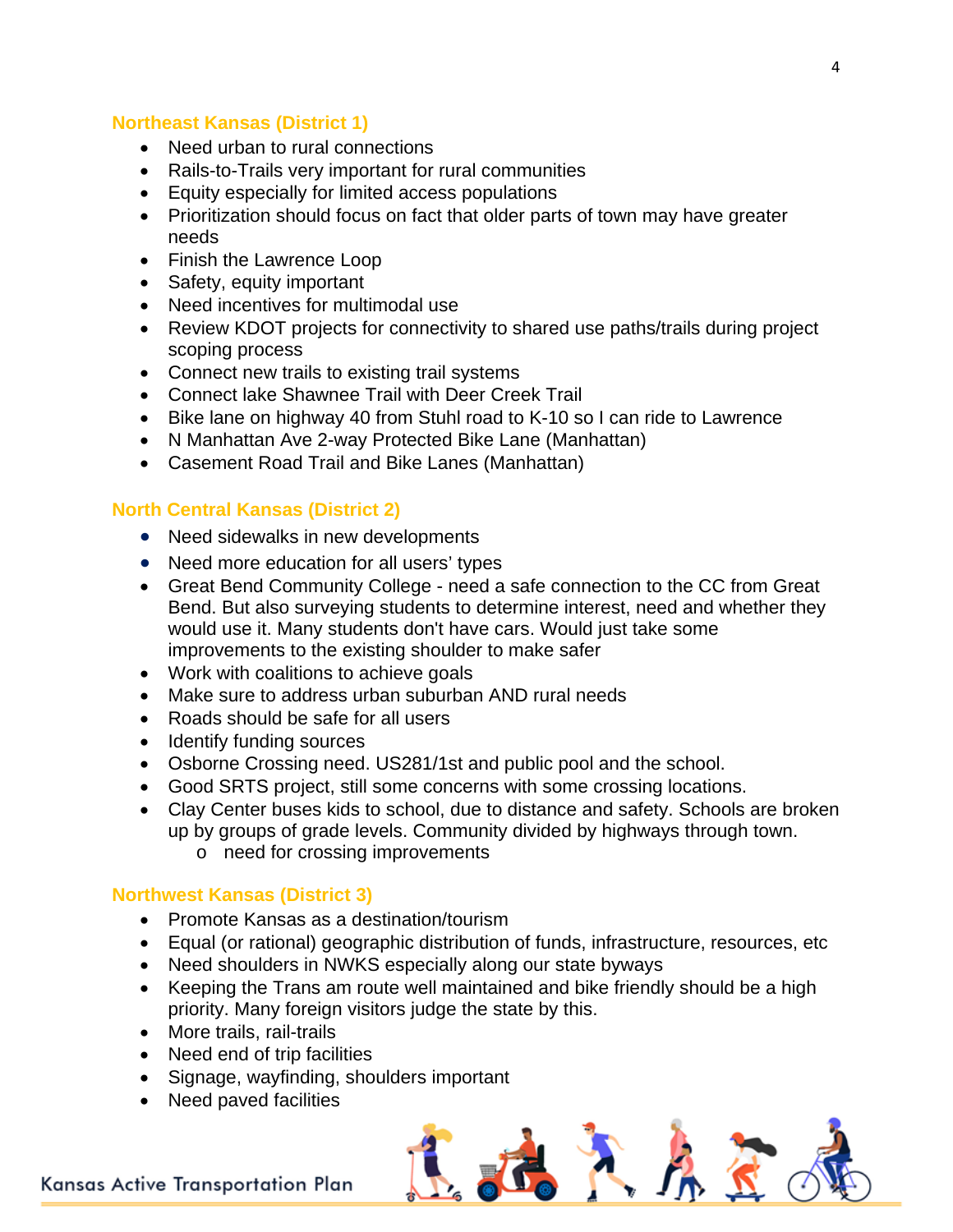## Northeast Kansas (District 1)

- Need urban to rural connections
- Rails-to-Trails very important for rural communities
- Equity especially for limited access populations
- Prioritization should focus on fact that older parts of town may have greater needs
- Finish the Lawrence Loop
- Safety, equity important
- Need incentives for multimodal use
- Review KDOT projects for connectivity to shared use paths/trails during project scoping process
- Connect new trails to existing trail systems
- Connect lake Shawnee Trail with Deer Creek Trail
- Bike lane on highway 40 from Stuhl road to K-10 so I can ride to Lawrence
- N Manhattan Ave 2-way Protected Bike Lane (Manhattan)
- Casement Road Trail and Bike Lanes (Manhattan)

## North Central Kansas (District 2)

- Need sidewalks in new developments
- Need more education for all users' types
- Great Bend Community College - need a safe connection to the CC from Great Bend. But also surveying students to determine interest, need and whether they would use it. Many students don't have cars. Would just take some improvements to the existing shoulder to make safer
- Work with coalitions to achieve goals
- Make sure to address urban suburban AND rural needs
- Roads should be safe for all users
- Identify funding sources
- Osborne Crossing need. US281/1st and public pool and the school.
- Good SRTS project, still some concerns with some crossing locations.
- Clay Center buses kids to school, due to distance and safety. Schools are broken up by groups of grade levels. Community divided by highways through town.
  - need for crossing improvements

## Northwest Kansas (District 3)

- Promote Kansas as a destination/tourism
- Equal (or rational) geographic distribution of funds, infrastructure, resources, etc
- Need shoulders in NWKS especially along our state byways
- Keeping the Trans am route well maintained and bike friendly should be a high priority. Many foreign visitors judge the state by this.
- More trails, rail-trails
- Need end of trip facilities
- Signage, wayfinding, shoulders important
- Need paved facilities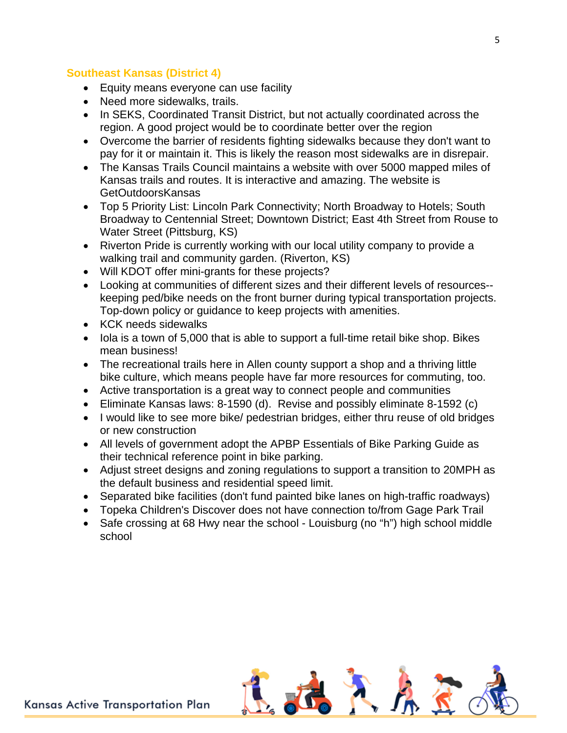## Southeast Kansas (District 4)

- Equity means everyone can use facility
- Need more sidewalks, trails.
- In SEKS, Coordinated Transit District, but not actually coordinated across the region. A good project would be to coordinate better over the region
- Overcome the barrier of residents fighting sidewalks because they don't want to pay for it or maintain it. This is likely the reason most sidewalks are in disrepair.
- The Kansas Trails Council maintains a website with over 5000 mapped miles of Kansas trails and routes. It is interactive and amazing. The website is GetOutdoorsKansas
- Top 5 Priority List: Lincoln Park Connectivity; North Broadway to Hotels; South Broadway to Centennial Street; Downtown District; East 4th Street from Rouse to Water Street (Pittsburg, KS)
- Riverton Pride is currently working with our local utility company to provide a walking trail and community garden. (Riverton, KS)
- Will KDOT offer mini-grants for these projects?
- Looking at communities of different sizes and their different levels of resources--keeping ped/bike needs on the front burner during typical transportation projects. Top-down policy or guidance to keep projects with amenities.
- KCK needs sidewalks
- Iola is a town of 5,000 that is able to support a full-time retail bike shop. Bikes mean business!
- The recreational trails here in Allen county support a shop and a thriving little bike culture, which means people have far more resources for commuting, too.
- Active transportation is a great way to connect people and communities
- Eliminate Kansas laws: 8-1590 (d). Revise and possibly eliminate 8-1592 (c)
- I would like to see more bike/ pedestrian bridges, either thru reuse of old bridges or new construction
- All levels of government adopt the APBP Essentials of Bike Parking Guide as their technical reference point in bike parking.
- Adjust street designs and zoning regulations to support a transition to 20MPH as the default business and residential speed limit.
- Separated bike facilities (don't fund painted bike lanes on high-traffic roadways)
- Topeka Children's Discover does not have connection to/from Gage Park Trail
- Safe crossing at 68 Hwy near the school - Louisburg (no "h") high school middle school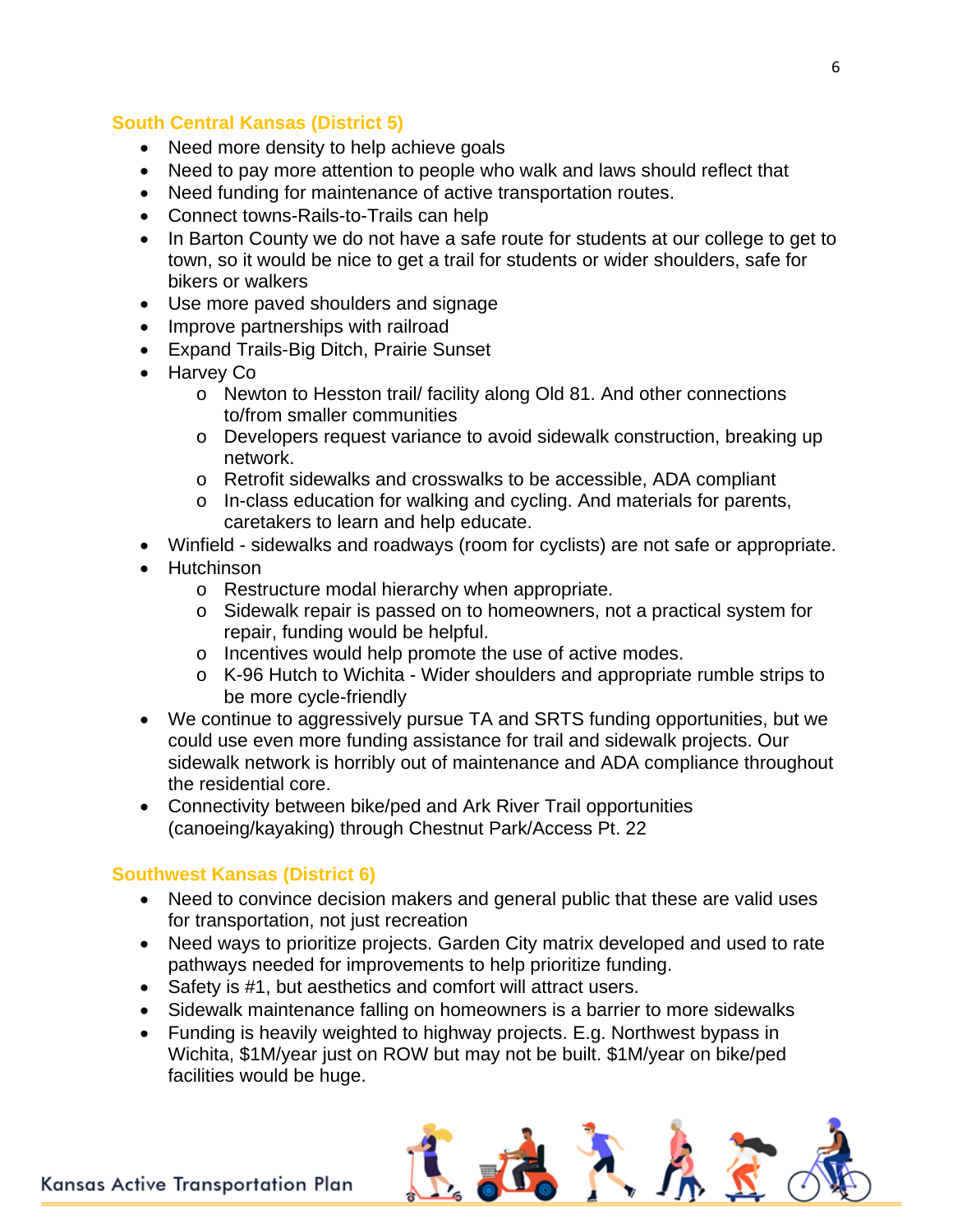### South Central Kansas (District 5)

- Need more density to help achieve goals
- Need to pay more attention to people who walk and laws should reflect that
- Need funding for maintenance of active transportation routes.
- Connect towns-Rails-to-Trails can help
- In Barton County we do not have a safe route for students at our college to get to town, so it would be nice to get a trail for students or wider shoulders, safe for bikers or walkers
- Use more paved shoulders and signage
- Improve partnerships with railroad
- Expand Trails-Big Ditch, Prairie Sunset
- Harvey Co
  - Newton to Hesston trail/ facility along Old 81. And other connections to/from smaller communities
  - Developers request variance to avoid sidewalk construction, breaking up network.
  - Retrofit sidewalks and crosswalks to be accessible, ADA compliant
  - In-class education for walking and cycling. And materials for parents, caretakers to learn and help educate.
- Winfield - sidewalks and roadways (room for cyclists) are not safe or appropriate.
- Hutchinson
  - Restructure modal hierarchy when appropriate.
  - Sidewalk repair is passed on to homeowners, not a practical system for repair, funding would be helpful.
  - Incentives would help promote the use of active modes.
  - K-96 Hutch to Wichita - Wider shoulders and appropriate rumble strips to be more cycle-friendly
- We continue to aggressively pursue TA and SRTS funding opportunities, but we could use even more funding assistance for trail and sidewalk projects. Our sidewalk network is horribly out of maintenance and ADA compliance throughout the residential core.
- Connectivity between bike/ped and Ark River Trail opportunities (canoeing/kayaking) through Chestnut Park/Access Pt. 22

### Southwest Kansas (District 6)

- Need to convince decision makers and general public that these are valid uses for transportation, not just recreation
- Need ways to prioritize projects. Garden City matrix developed and used to rate pathways needed for improvements to help prioritize funding.
- Safety is #1, but aesthetics and comfort will attract users.
- Sidewalk maintenance falling on homeowners is a barrier to more sidewalks
- Funding is heavily weighted to highway projects. E.g. Northwest bypass in Wichita, $1M/year just on ROW but may not be built. $1M/year on bike/ped facilities would be huge.